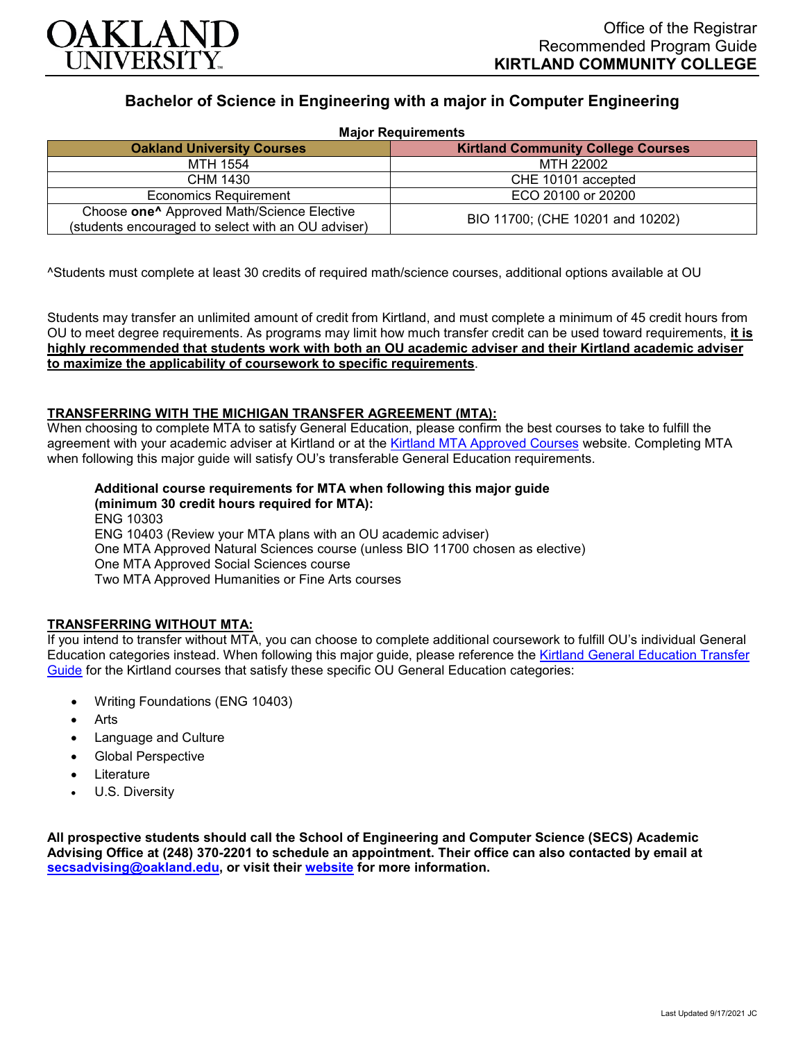Office of the Registrar
Recommended Program Guide
**KIRTLAND COMMUNITY COLLEGE**

## Bachelor of Science in Engineering with a major in Computer Engineering

**Major Requirements**

| Oakland University Courses | Kirtland Community College Courses |
|---|---|
| MTH 1554 | MTH 22002 |
| CHM 1430 | CHE 10101 accepted |
| Economics Requirement | ECO 20100 or 20200 |
| Choose **one^** Approved Math/Science Elective (students encouraged to select with an OU adviser) | BIO 11700; (CHE 10201 and 10202) |

^Students must complete at least 30 credits of required math/science courses, additional options available at OU

Students may transfer an unlimited amount of credit from Kirtland, and must complete a minimum of 45 credit hours from OU to meet degree requirements. As programs may limit how much transfer credit can be used toward requirements, **it is highly recommended that students work with both an OU academic adviser and their Kirtland academic adviser to maximize the applicability of coursework to specific requirements**.

### TRANSFERRING WITH THE MICHIGAN TRANSFER AGREEMENT (MTA):

When choosing to complete MTA to satisfy General Education, please confirm the best courses to take to fulfill the agreement with your academic adviser at Kirtland or at the Kirtland MTA Approved Courses website. Completing MTA when following this major guide will satisfy OU's transferable General Education requirements.

**Additional course requirements for MTA when following this major guide (minimum 30 credit hours required for MTA):**
ENG 10303
ENG 10403 (Review your MTA plans with an OU academic adviser)
One MTA Approved Natural Sciences course (unless BIO 11700 chosen as elective)
One MTA Approved Social Sciences course
Two MTA Approved Humanities or Fine Arts courses

### TRANSFERRING WITHOUT MTA:

If you intend to transfer without MTA, you can choose to complete additional coursework to fulfill OU's individual General Education categories instead. When following this major guide, please reference the Kirtland General Education Transfer Guide for the Kirtland courses that satisfy these specific OU General Education categories:

- Writing Foundations (ENG 10403)
- Arts
- Language and Culture
- Global Perspective
- Literature
- U.S. Diversity

**All prospective students should call the School of Engineering and Computer Science (SECS) Academic Advising Office at (248) 370-2201 to schedule an appointment. Their office can also contacted by email at secsadvising@oakland.edu, or visit their website for more information.**

Last Updated 9/17/2021 JC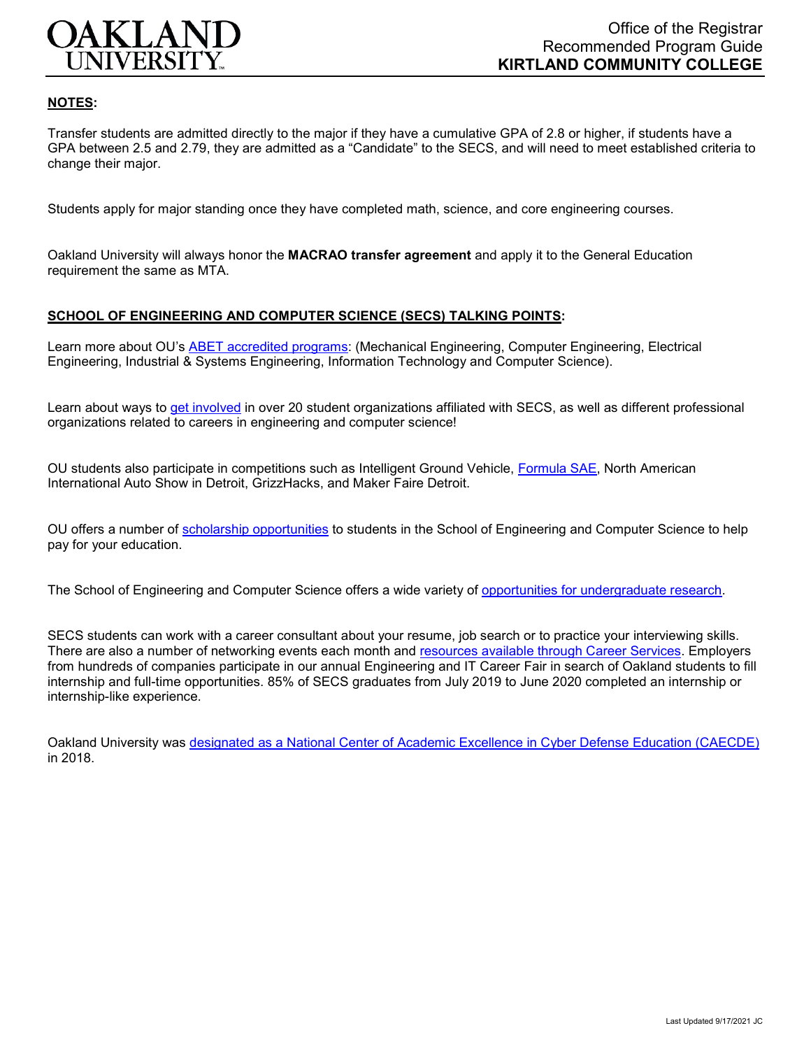**NOTES:**

Transfer students are admitted directly to the major if they have a cumulative GPA of 2.8 or higher, if students have a GPA between 2.5 and 2.79, they are admitted as a "Candidate" to the SECS, and will need to meet established criteria to change their major.

Students apply for major standing once they have completed math, science, and core engineering courses.

Oakland University will always honor the **MACRAO transfer agreement** and apply it to the General Education requirement the same as MTA.

**SCHOOL OF ENGINEERING AND COMPUTER SCIENCE (SECS) TALKING POINTS:**

Learn more about OU's ABET accredited programs: (Mechanical Engineering, Computer Engineering, Electrical Engineering, Industrial & Systems Engineering, Information Technology and Computer Science).

Learn about ways to get involved in over 20 student organizations affiliated with SECS, as well as different professional organizations related to careers in engineering and computer science!

OU students also participate in competitions such as Intelligent Ground Vehicle, Formula SAE, North American International Auto Show in Detroit, GrizzHacks, and Maker Faire Detroit.

OU offers a number of scholarship opportunities to students in the School of Engineering and Computer Science to help pay for your education.

The School of Engineering and Computer Science offers a wide variety of opportunities for undergraduate research.

SECS students can work with a career consultant about your resume, job search or to practice your interviewing skills. There are also a number of networking events each month and resources available through Career Services. Employers from hundreds of companies participate in our annual Engineering and IT Career Fair in search of Oakland students to fill internship and full-time opportunities. 85% of SECS graduates from July 2019 to June 2020 completed an internship or internship-like experience.

Oakland University was designated as a National Center of Academic Excellence in Cyber Defense Education (CAECDE) in 2018.